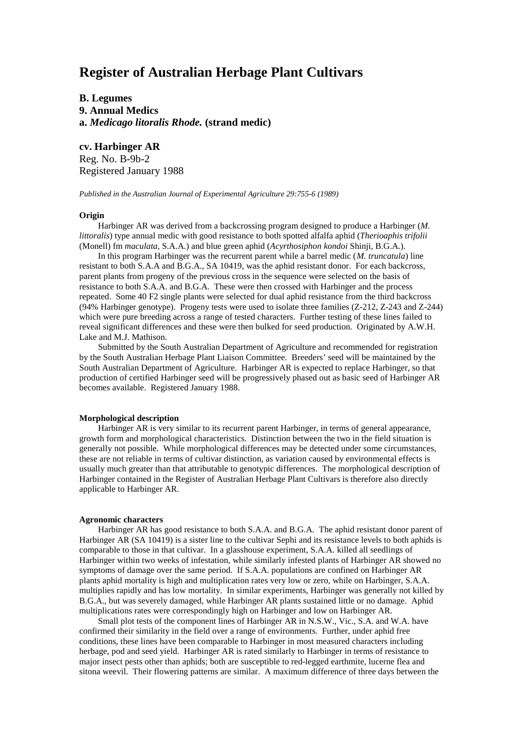# Register of Australian Herbage Plant Cultivars

**B. Legumes**
**9. Annual Medics**
**a.** ***Medicago litoralis Rhode.*** **(strand medic)**

**cv. Harbinger AR**
Reg. No. B-9b-2
Registered January 1988

*Published in the Australian Journal of Experimental Agriculture 29:755-6 (1989)*

#### Origin

Harbinger AR was derived from a backcrossing program designed to produce a Harbinger (*M. littoralis*) type annual medic with good resistance to both spotted alfalfa aphid (*Therioaphis trifolii* (Monell) fm *maculata*, S.A.A.) and blue green aphid (*Acyrthosiphon kondoi* Shinji, B.G.A.).

In this program Harbinger was the recurrent parent while a barrel medic (*M. truncatula*) line resistant to both S.A.A and B.G.A., SA 10419, was the aphid resistant donor. For each backcross, parent plants from progeny of the previous cross in the sequence were selected on the basis of resistance to both S.A.A. and B.G.A. These were then crossed with Harbinger and the process repeated. Some 40 F2 single plants were selected for dual aphid resistance from the third backcross (94% Harbinger genotype). Progeny tests were used to isolate three families (Z-212, Z-243 and Z-244) which were pure breeding across a range of tested characters. Further testing of these lines failed to reveal significant differences and these were then bulked for seed production. Originated by A.W.H. Lake and M.J. Mathison.

Submitted by the South Australian Department of Agriculture and recommended for registration by the South Australian Herbage Plant Liaison Committee. Breeders' seed will be maintained by the South Australian Department of Agriculture. Harbinger AR is expected to replace Harbinger, so that production of certified Harbinger seed will be progressively phased out as basic seed of Harbinger AR becomes available. Registered January 1988.

#### Morphological description

Harbinger AR is very similar to its recurrent parent Harbinger, in terms of general appearance, growth form and morphological characteristics. Distinction between the two in the field situation is generally not possible. While morphological differences may be detected under some circumstances, these are not reliable in terms of cultivar distinction, as variation caused by environmental effects is usually much greater than that attributable to genotypic differences. The morphological description of Harbinger contained in the Register of Australian Herbage Plant Cultivars is therefore also directly applicable to Harbinger AR.

#### Agronomic characters

Harbinger AR has good resistance to both S.A.A. and B.G.A. The aphid resistant donor parent of Harbinger AR (SA 10419) is a sister line to the cultivar Sephi and its resistance levels to both aphids is comparable to those in that cultivar. In a glasshouse experiment, S.A.A. killed all seedlings of Harbinger within two weeks of infestation, while similarly infested plants of Harbinger AR showed no symptoms of damage over the same period. If S.A.A. populations are confined on Harbinger AR plants aphid mortality is high and multiplication rates very low or zero, while on Harbinger, S.A.A. multiplies rapidly and has low mortality. In similar experiments, Harbinger was generally not killed by B.G.A., but was severely damaged, while Harbinger AR plants sustained little or no damage. Aphid multiplications rates were correspondingly high on Harbinger and low on Harbinger AR.

Small plot tests of the component lines of Harbinger AR in N.S.W., Vic., S.A. and W.A. have confirmed their similarity in the field over a range of environments. Further, under aphid free conditions, these lines have been comparable to Harbinger in most measured characters including herbage, pod and seed yield. Harbinger AR is rated similarly to Harbinger in terms of resistance to major insect pests other than aphids; both are susceptible to red-legged earthmite, lucerne flea and sitona weevil. Their flowering patterns are similar. A maximum difference of three days between the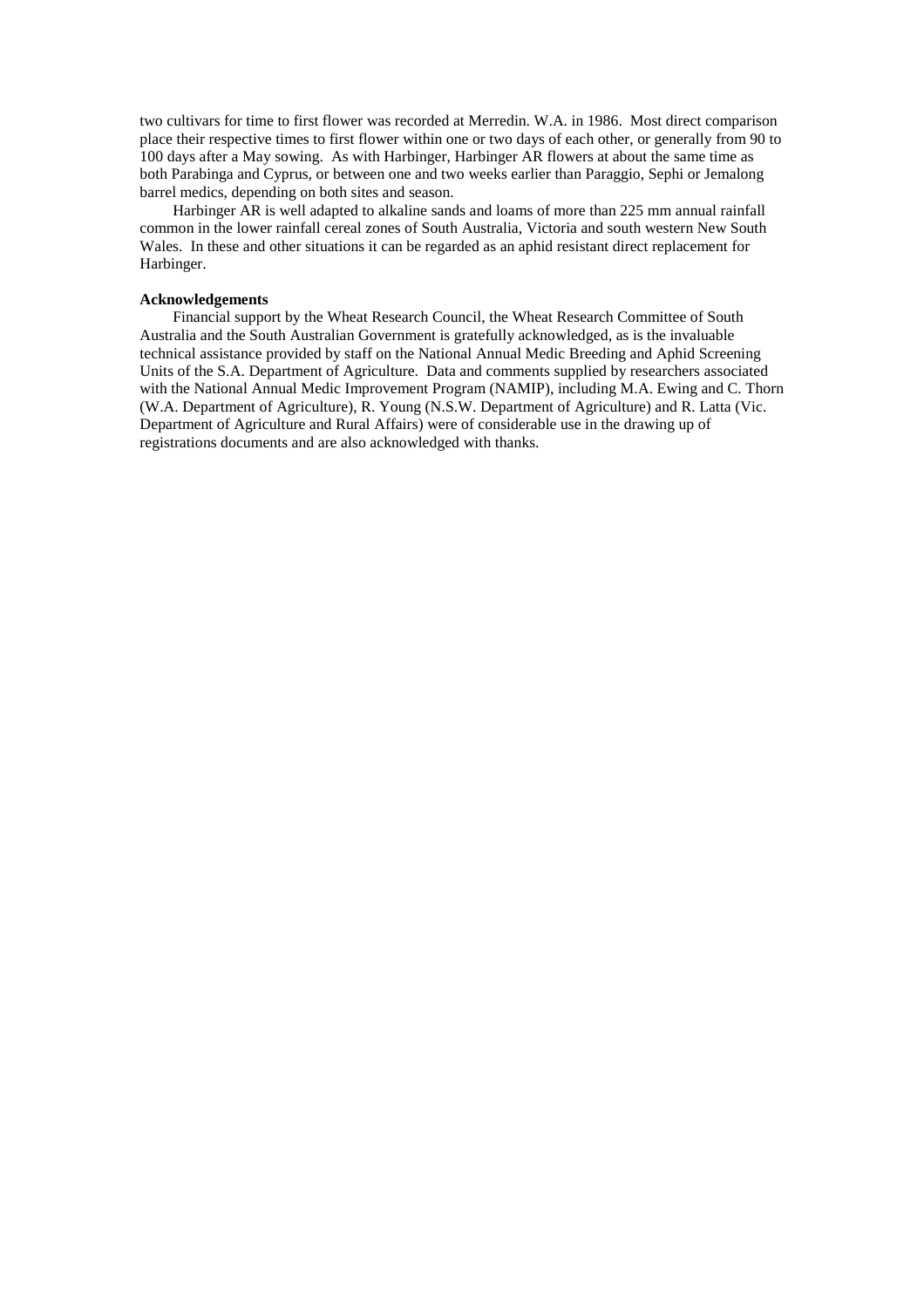two cultivars for time to first flower was recorded at Merredin. W.A. in 1986. Most direct comparison place their respective times to first flower within one or two days of each other, or generally from 90 to 100 days after a May sowing. As with Harbinger, Harbinger AR flowers at about the same time as both Parabinga and Cyprus, or between one and two weeks earlier than Paraggio, Sephi or Jemalong barrel medics, depending on both sites and season.

Harbinger AR is well adapted to alkaline sands and loams of more than 225 mm annual rainfall common in the lower rainfall cereal zones of South Australia, Victoria and south western New South Wales. In these and other situations it can be regarded as an aphid resistant direct replacement for Harbinger.

**Acknowledgements**

Financial support by the Wheat Research Council, the Wheat Research Committee of South Australia and the South Australian Government is gratefully acknowledged, as is the invaluable technical assistance provided by staff on the National Annual Medic Breeding and Aphid Screening Units of the S.A. Department of Agriculture. Data and comments supplied by researchers associated with the National Annual Medic Improvement Program (NAMIP), including M.A. Ewing and C. Thorn (W.A. Department of Agriculture), R. Young (N.S.W. Department of Agriculture) and R. Latta (Vic. Department of Agriculture and Rural Affairs) were of considerable use in the drawing up of registrations documents and are also acknowledged with thanks.